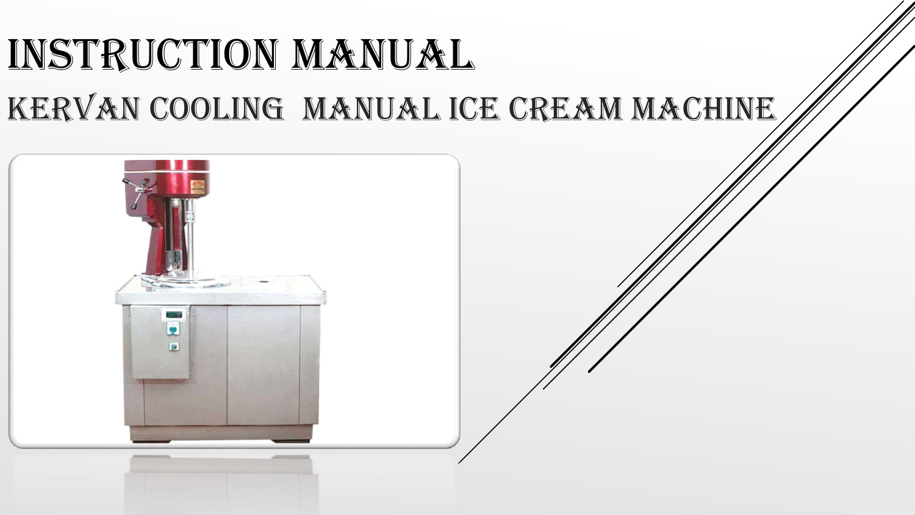# INSTRUCTION MANUAL

## KERVAN COOLING MANUAL ICE CREAM MACHINE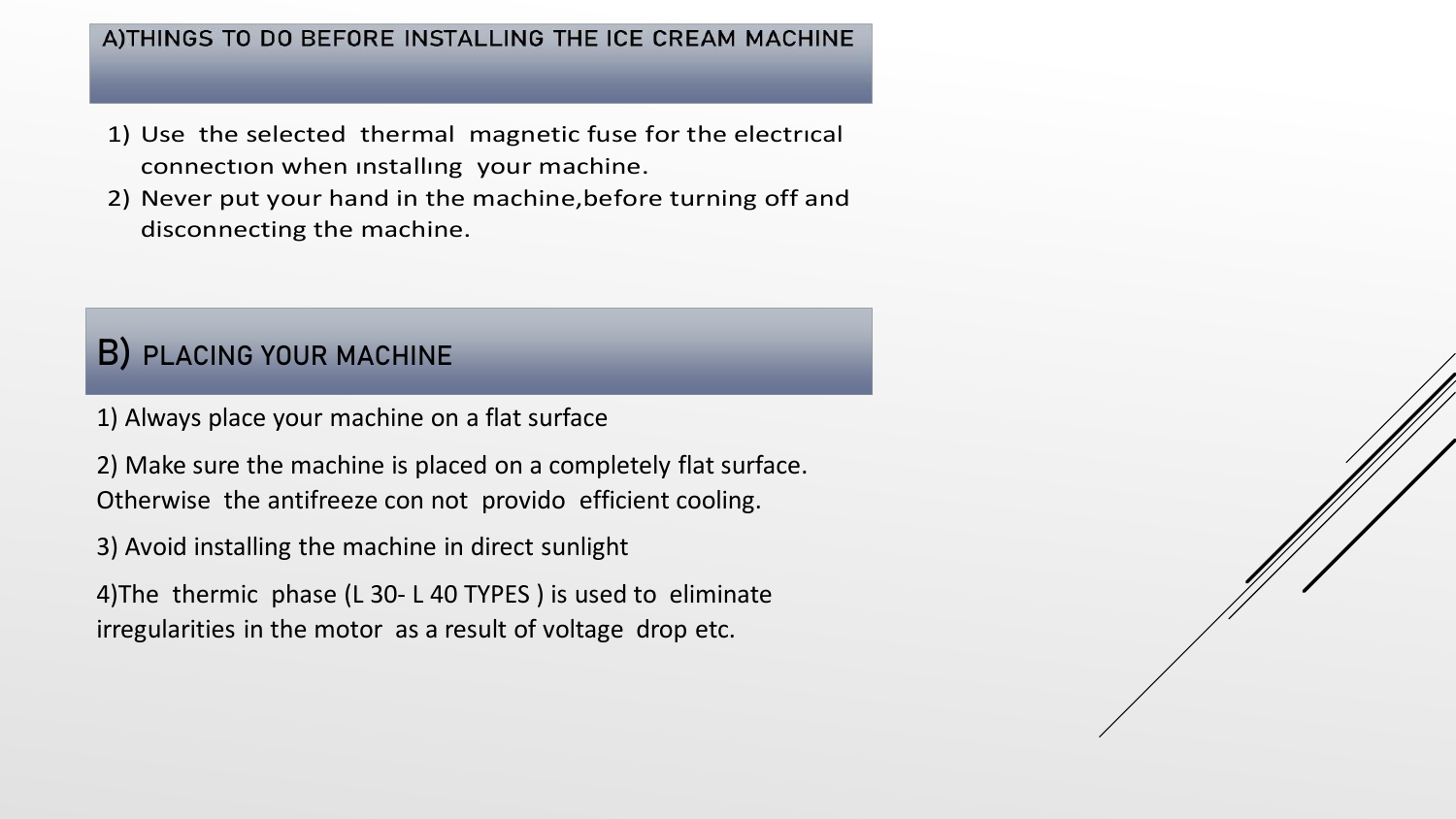## A)THINGS TO DO BEFORE INSTALLING THE ICE CREAM MACHINE

1) Use the selected thermal magnetic fuse for the electrıcal connectıon when ınstallıng your machine.
2) Never put your hand in the machine,before turning off and disconnecting the machine.

## B) PLACING YOUR MACHINE

1) Always place your machine on a flat surface

2) Make sure the machine is placed on a completely flat surface. Otherwise the antifreeze con not provido efficient cooling.

3) Avoid installing the machine in direct sunlight

4)The thermic phase (L 30- L 40 TYPES ) is used to eliminate irregularities in the motor as a result of voltage drop etc.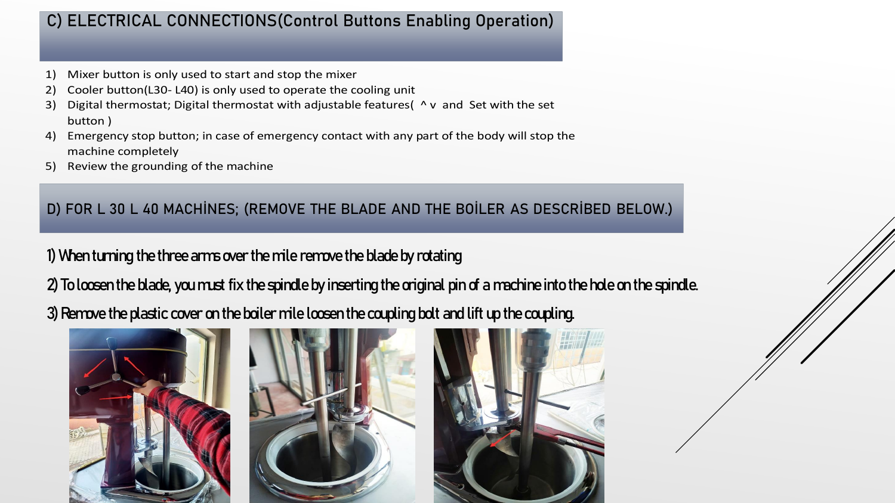## C) ELECTRICAL CONNECTIONS(Control Buttons Enabling Operation)

1) Mixer button is only used to start and stop the mixer
2) Cooler button(L30- L40) is only used to operate the cooling unit
3) Digital thermostat; Digital thermostat with adjustable features( ^ v and Set with the set button )
4) Emergency stop button; in case of emergency contact with any part of the body will stop the machine completely
5) Review the grounding of the machine

## D) FOR L 30 L 40 MACHİNES; (REMOVE THE BLADE AND THE BOİLER AS DESCRİBED BELOW.)

1) When turning the three arms over the mile remove the blade by rotating

2) To loosen the blade, you must fix the spindle by inserting the original pin of a machine into the hole on the spindle.

3) Remove the plastic cover on the boiler mile loosen the coupling bolt and lift up the coupling.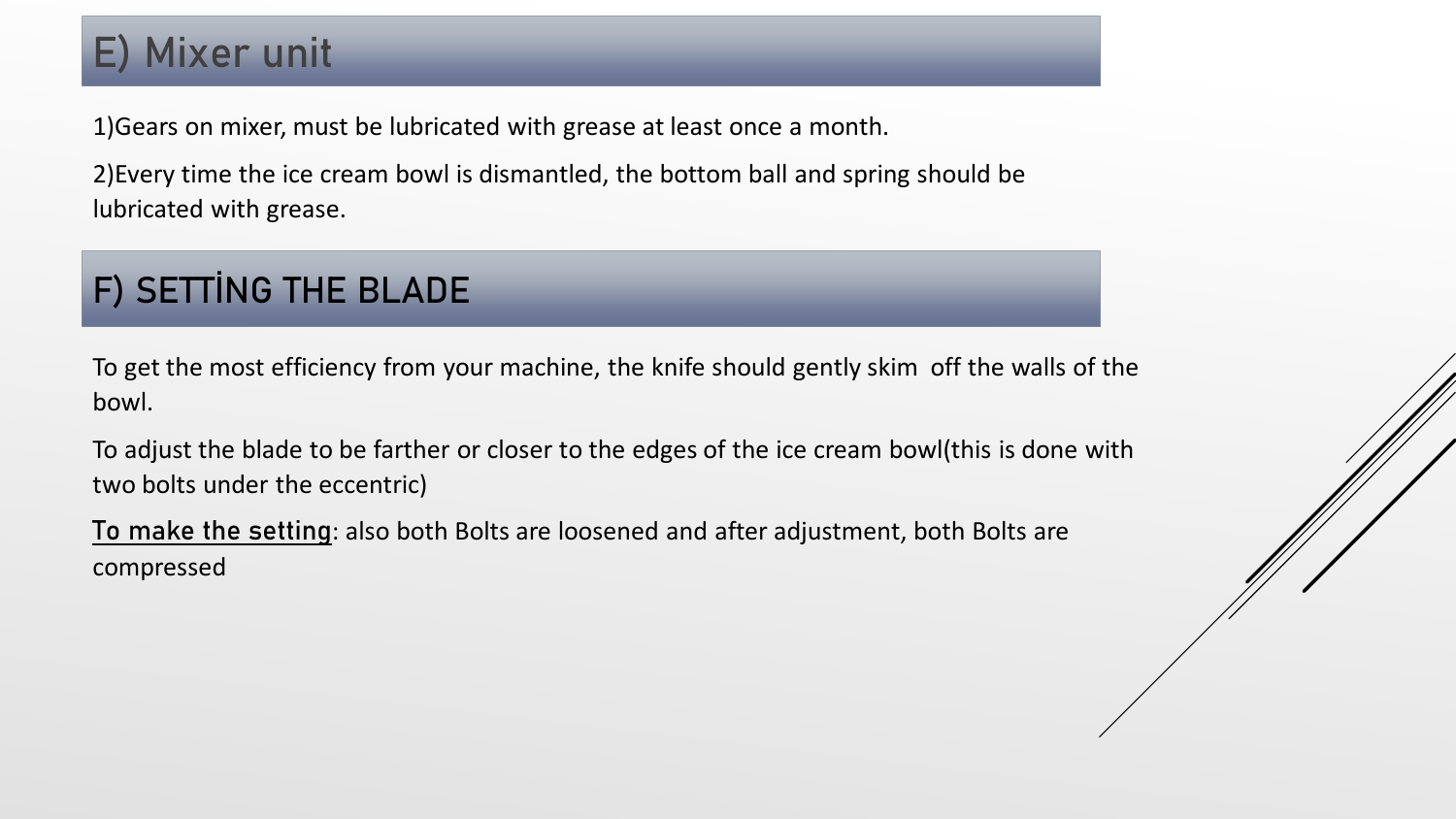## E) Mixer unit

1)Gears on mixer, must be lubricated with grease at least once a month.

2)Every time the ice cream bowl is dismantled, the bottom ball and spring should be lubricated with grease.

## F) SETTİNG THE BLADE

To get the most efficiency from your machine, the knife should gently skim  off the walls of the bowl.

To adjust the blade to be farther or closer to the edges of the ice cream bowl(this is done with two bolts under the eccentric)

<u>To make the setting</u>: also both Bolts are loosened and after adjustment, both Bolts are compressed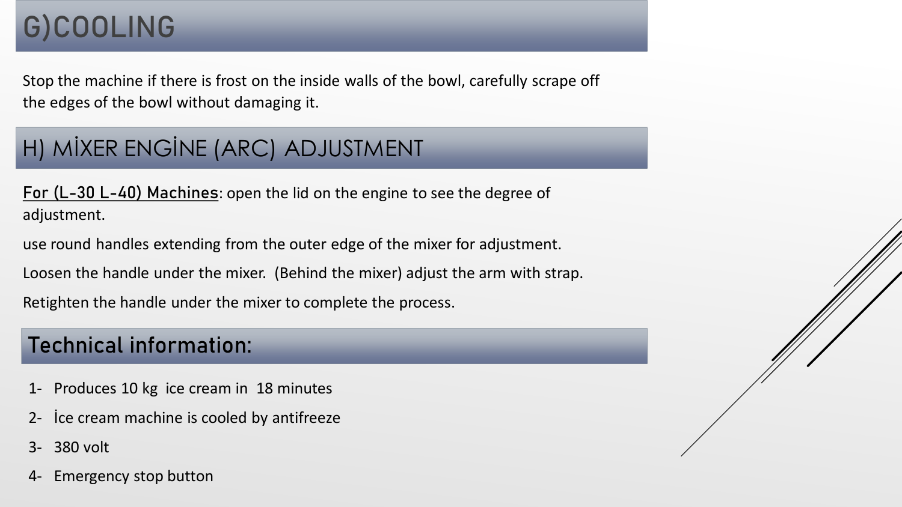## G)COOLING

Stop the machine if there is frost on the inside walls of the bowl, carefully scrape off the edges of the bowl without damaging it.

## H) MİXER ENGİNE (ARC) ADJUSTMENT

**For (L-30 L-40) Machines**: open the lid on the engine to see the degree of adjustment.

use round handles extending from the outer edge of the mixer for adjustment.

Loosen the handle under the mixer. (Behind the mixer) adjust the arm with strap.

Retighten the handle under the mixer to complete the process.

## Technical information:

1- Produces 10 kg ice cream in 18 minutes

2- İce cream machine is cooled by antifreeze

3- 380 volt

4- Emergency stop button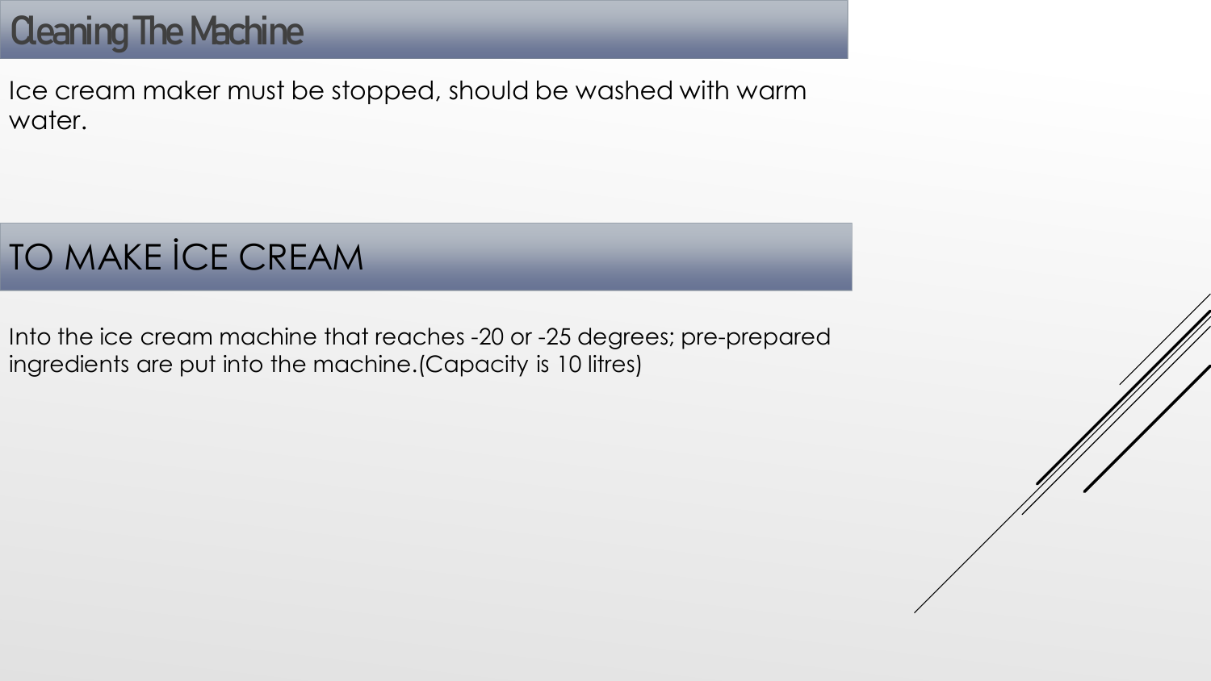## Cleaning The Machine

Ice cream maker must be stopped, should be washed with warm water.

## TO MAKE İCE CREAM

Into the ice cream machine that reaches -20 or -25 degrees; pre-prepared ingredients are put into the machine.(Capacity is 10 litres)